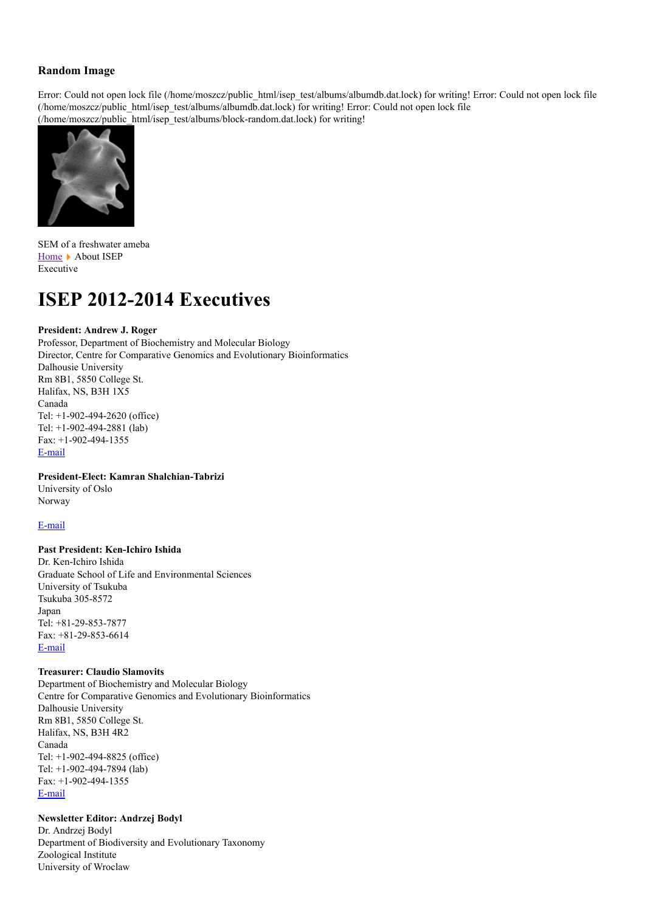### Random Image

Error: Could not open lock file (/home/moszcz/public_html/isep_test/albums/albumdb.dat.lock) for writing! Error: Could not open lock file (/home/moszcz/public_html/isep_test/albums/albumdb.dat.lock) for writing! Error: Could not open lock file (/home/moszcz/public_html/isep_test/albums/block-random.dat.lock) for writing!

SEM of a freshwater ameba

Home ▸ About ISEP
Executive

# ISEP 2012-2014 Executives

**President: Andrew J. Roger**
Professor, Department of Biochemistry and Molecular Biology
Director, Centre for Comparative Genomics and Evolutionary Bioinformatics
Dalhousie University
Rm 8B1, 5850 College St.
Halifax, NS, B3H 1X5
Canada
Tel: +1-902-494-2620 (office)
Tel: +1-902-494-2881 (lab)
Fax: +1-902-494-1355
E-mail

**President-Elect: Kamran Shalchian-Tabrizi**
University of Oslo
Norway

E-mail

**Past President: Ken-Ichiro Ishida**
Dr. Ken-Ichiro Ishida
Graduate School of Life and Environmental Sciences
University of Tsukuba
Tsukuba 305-8572
Japan
Tel: +81-29-853-7877
Fax: +81-29-853-6614
E-mail

**Treasurer: Claudio Slamovits**
Department of Biochemistry and Molecular Biology
Centre for Comparative Genomics and Evolutionary Bioinformatics
Dalhousie University
Rm 8B1, 5850 College St.
Halifax, NS, B3H 4R2
Canada
Tel: +1-902-494-8825 (office)
Tel: +1-902-494-7894 (lab)
Fax: +1-902-494-1355
E-mail

**Newsletter Editor: Andrzej Bodyl**
Dr. Andrzej Bodyl
Department of Biodiversity and Evolutionary Taxonomy
Zoological Institute
University of Wroclaw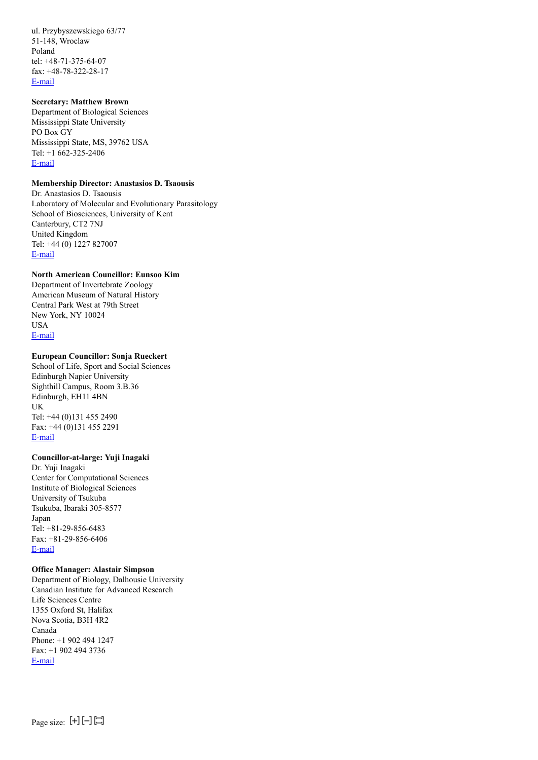ul. Przybyszewskiego 63/77
51-148, Wroclaw
Poland
tel: +48-71-375-64-07
fax: +48-78-322-28-17
E-mail

**Secretary: Matthew Brown**
Department of Biological Sciences
Mississippi State University
PO Box GY
Mississippi State, MS, 39762 USA
Tel: +1 662-325-2406
E-mail

**Membership Director: Anastasios D. Tsaousis**
Dr. Anastasios D. Tsaousis
Laboratory of Molecular and Evolutionary Parasitology
School of Biosciences, University of Kent
Canterbury, CT2 7NJ
United Kingdom
Tel: +44 (0) 1227 827007
E-mail

**North American Councillor: Eunsoo Kim**
Department of Invertebrate Zoology
American Museum of Natural History
Central Park West at 79th Street
New York, NY 10024
USA
E-mail

**European Councillor: Sonja Rueckert**
School of Life, Sport and Social Sciences
Edinburgh Napier University
Sighthill Campus, Room 3.B.36
Edinburgh, EH11 4BN
UK
Tel: +44 (0)131 455 2490
Fax: +44 (0)131 455 2291
E-mail

**Councillor-at-large: Yuji Inagaki**
Dr. Yuji Inagaki
Center for Computational Sciences
Institute of Biological Sciences
University of Tsukuba
Tsukuba, Ibaraki 305-8577
Japan
Tel: +81-29-856-6483
Fax: +81-29-856-6406
E-mail

**Office Manager: Alastair Simpson**
Department of Biology, Dalhousie University
Canadian Institute for Advanced Research
Life Sciences Centre
1355 Oxford St, Halifax
Nova Scotia, B3H 4R2
Canada
Phone: +1 902 494 1247
Fax: +1 902 494 3736
E-mail

Page size: [+] [–] [ ]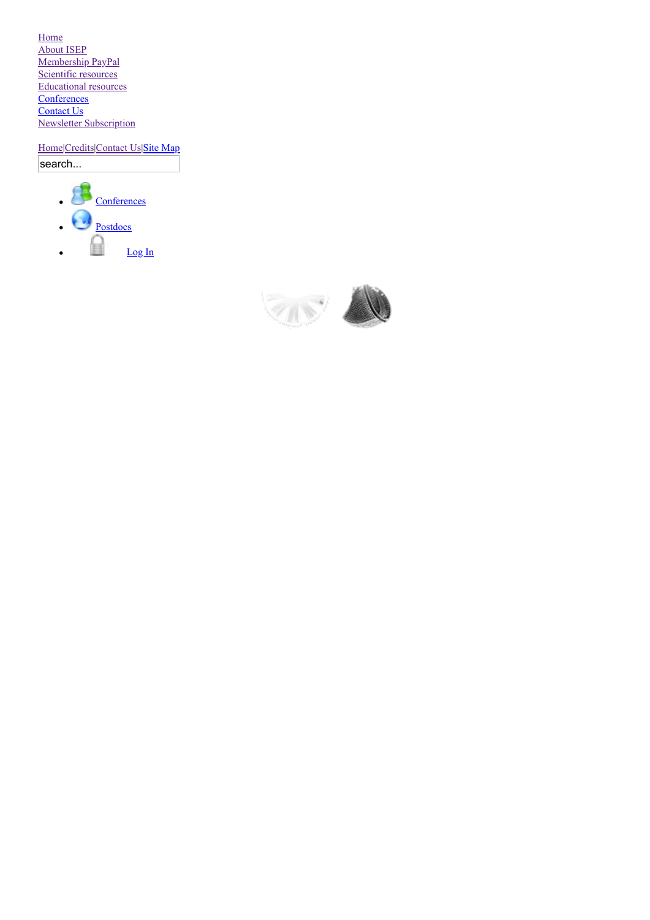Home
About ISEP
Membership PayPal
Scientific resources
Educational resources
Conferences
Contact Us
Newsletter Subscription

Home|Credits|Contact Us|Site Map

search...

- Conferences
- Postdocs
- Log In